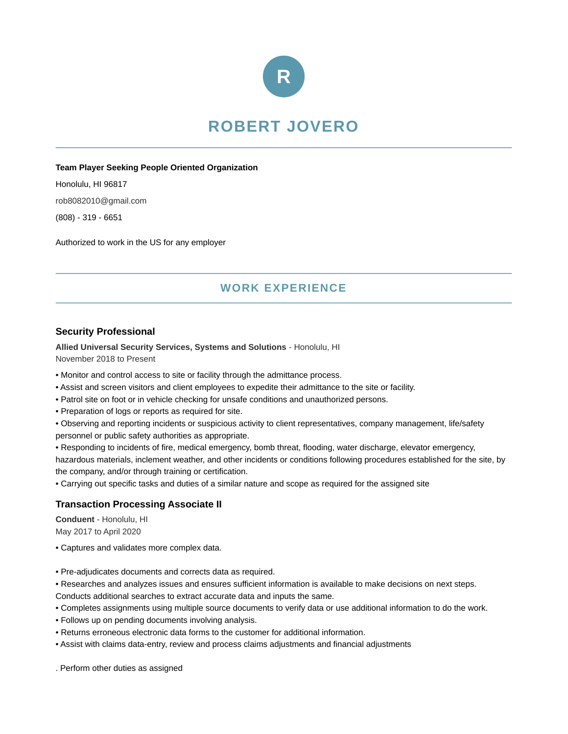R

# ROBERT JOVERO

**Team Player Seeking People Oriented Organization**

Honolulu, HI 96817

rob8082010@gmail.com

(808) - 319 - 6651

Authorized to work in the US for any employer

## WORK EXPERIENCE

### Security Professional

**Allied Universal Security Services, Systems and Solutions** - Honolulu, HI
November 2018 to Present

• Monitor and control access to site or facility through the admittance process.
• Assist and screen visitors and client employees to expedite their admittance to the site or facility.
• Patrol site on foot or in vehicle checking for unsafe conditions and unauthorized persons.
• Preparation of logs or reports as required for site.
• Observing and reporting incidents or suspicious activity to client representatives, company management, life/safety personnel or public safety authorities as appropriate.
• Responding to incidents of fire, medical emergency, bomb threat, flooding, water discharge, elevator emergency, hazardous materials, inclement weather, and other incidents or conditions following procedures established for the site, by the company, and/or through training or certification.
• Carrying out specific tasks and duties of a similar nature and scope as required for the assigned site

### Transaction Processing Associate II

**Conduent** - Honolulu, HI
May 2017 to April 2020

• Captures and validates more complex data.

• Pre-adjudicates documents and corrects data as required.
• Researches and analyzes issues and ensures sufficient information is available to make decisions on next steps. Conducts additional searches to extract accurate data and inputs the same.
• Completes assignments using multiple source documents to verify data or use additional information to do the work.
• Follows up on pending documents involving analysis.
• Returns erroneous electronic data forms to the customer for additional information.
• Assist with claims data-entry, review and process claims adjustments and financial adjustments

. Perform other duties as assigned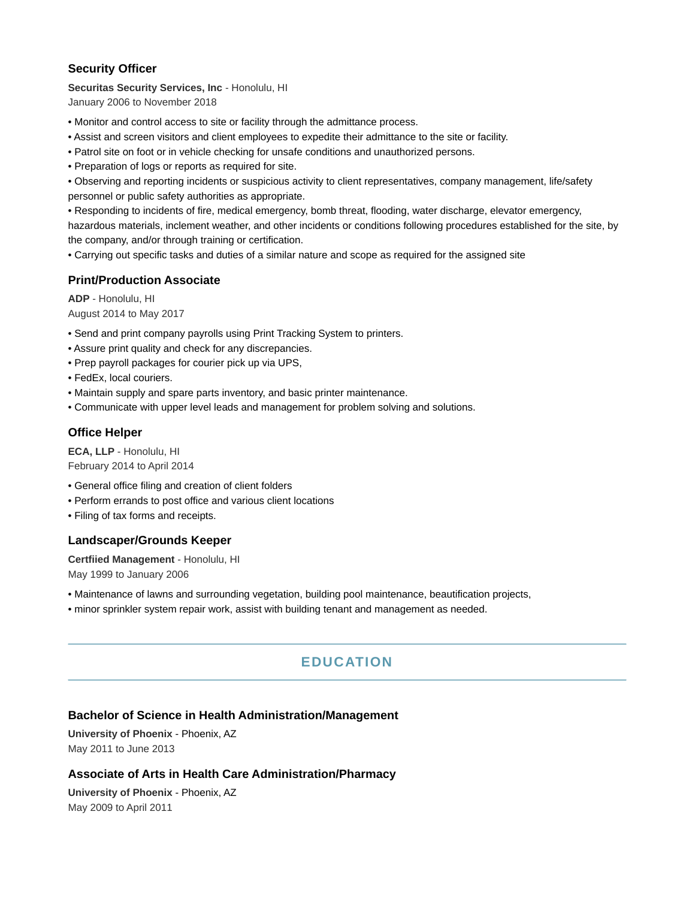### Security Officer

**Securitas Security Services, Inc** - Honolulu, HI
January 2006 to November 2018

• Monitor and control access to site or facility through the admittance process.
• Assist and screen visitors and client employees to expedite their admittance to the site or facility.
• Patrol site on foot or in vehicle checking for unsafe conditions and unauthorized persons.
• Preparation of logs or reports as required for site.
• Observing and reporting incidents or suspicious activity to client representatives, company management, life/safety personnel or public safety authorities as appropriate.
• Responding to incidents of fire, medical emergency, bomb threat, flooding, water discharge, elevator emergency, hazardous materials, inclement weather, and other incidents or conditions following procedures established for the site, by the company, and/or through training or certification.
• Carrying out specific tasks and duties of a similar nature and scope as required for the assigned site

### Print/Production Associate

**ADP** - Honolulu, HI
August 2014 to May 2017

• Send and print company payrolls using Print Tracking System to printers.
• Assure print quality and check for any discrepancies.
• Prep payroll packages for courier pick up via UPS,
• FedEx, local couriers.
• Maintain supply and spare parts inventory, and basic printer maintenance.
• Communicate with upper level leads and management for problem solving and solutions.

### Office Helper

**ECA, LLP** - Honolulu, HI
February 2014 to April 2014

• General office filing and creation of client folders
• Perform errands to post office and various client locations
• Filing of tax forms and receipts.

### Landscaper/Grounds Keeper

**Certfiied Management** - Honolulu, HI
May 1999 to January 2006

• Maintenance of lawns and surrounding vegetation, building pool maintenance, beautification projects,
• minor sprinkler system repair work, assist with building tenant and management as needed.

## EDUCATION

### Bachelor of Science in Health Administration/Management

**University of Phoenix** - Phoenix, AZ
May 2011 to June 2013

### Associate of Arts in Health Care Administration/Pharmacy

**University of Phoenix** - Phoenix, AZ
May 2009 to April 2011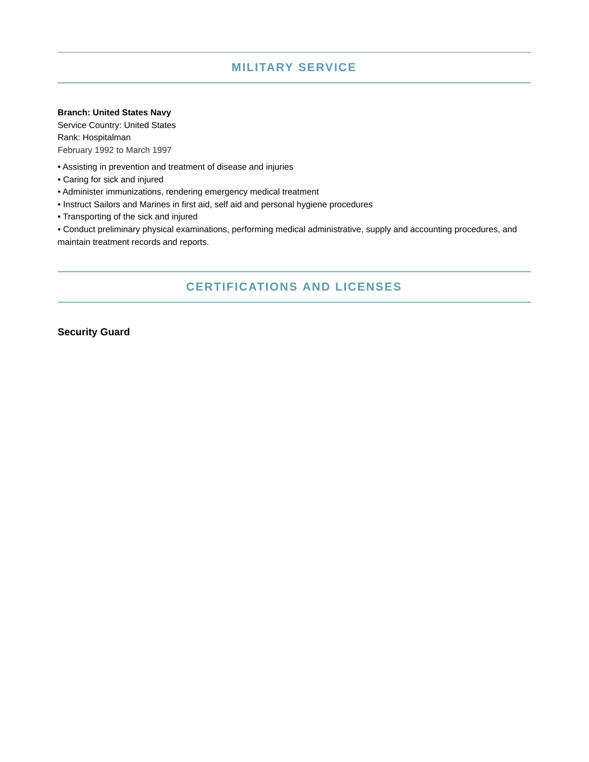## MILITARY SERVICE

**Branch: United States Navy**
Service Country: United States
Rank: Hospitalman
February 1992 to March 1997

- Assisting in prevention and treatment of disease and injuries
- Caring for sick and injured
- Administer immunizations, rendering emergency medical treatment
- Instruct Sailors and Marines in first aid, self aid and personal hygiene procedures
- Transporting of the sick and injured
- Conduct preliminary physical examinations, performing medical administrative, supply and accounting procedures, and maintain treatment records and reports.

## CERTIFICATIONS AND LICENSES

**Security Guard**